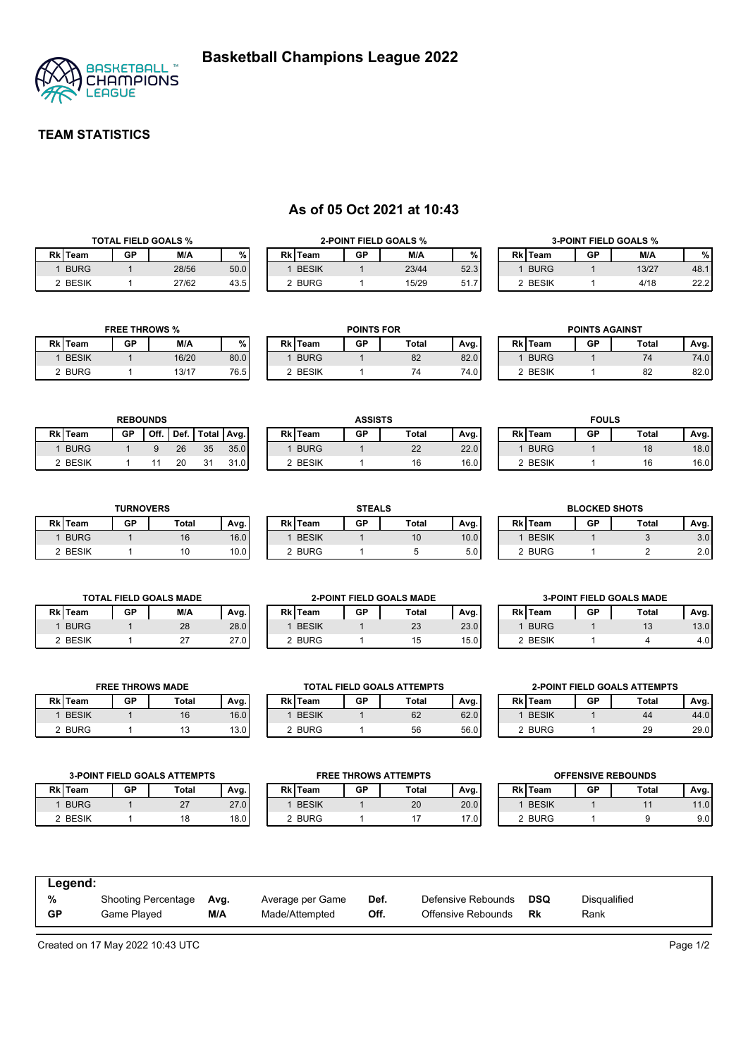# Basketball Champions League 2022

## TEAM STATISTICS

### As of 05 Oct 2021 at 10:43

**TOTAL FIELD GOALS %**

| Rk | Team | GP | M/A | % |
|---|---|---|---|---|
| 1 | BURG | 1 | 28/56 | 50.0 |
| 2 | BESIK | 1 | 27/62 | 43.5 |

**2-POINT FIELD GOALS %**

| Rk | Team | GP | M/A | % |
|---|---|---|---|---|
| 1 | BESIK | 1 | 23/44 | 52.3 |
| 2 | BURG | 1 | 15/29 | 51.7 |

**3-POINT FIELD GOALS %**

| Rk | Team | GP | M/A | % |
|---|---|---|---|---|
| 1 | BURG | 1 | 13/27 | 48.1 |
| 2 | BESIK | 1 | 4/18 | 22.2 |

**FREE THROWS %**

| Rk | Team | GP | M/A | % |
|---|---|---|---|---|
| 1 | BESIK | 1 | 16/20 | 80.0 |
| 2 | BURG | 1 | 13/17 | 76.5 |

**POINTS FOR**

| Rk | Team | GP | Total | Avg. |
|---|---|---|---|---|
| 1 | BURG | 1 | 82 | 82.0 |
| 2 | BESIK | 1 | 74 | 74.0 |

**POINTS AGAINST**

| Rk | Team | GP | Total | Avg. |
|---|---|---|---|---|
| 1 | BURG | 1 | 74 | 74.0 |
| 2 | BESIK | 1 | 82 | 82.0 |

**REBOUNDS**

| Rk | Team | GP | Off. | Def. | Total | Avg. |
|---|---|---|---|---|---|---|
| 1 | BURG | 1 | 9 | 26 | 35 | 35.0 |
| 2 | BESIK | 1 | 11 | 20 | 31 | 31.0 |

**ASSISTS**

| Rk | Team | GP | Total | Avg. |
|---|---|---|---|---|
| 1 | BURG | 1 | 22 | 22.0 |
| 2 | BESIK | 1 | 16 | 16.0 |

**FOULS**

| Rk | Team | GP | Total | Avg. |
|---|---|---|---|---|
| 1 | BURG | 1 | 18 | 18.0 |
| 2 | BESIK | 1 | 16 | 16.0 |

**TURNOVERS**

| Rk | Team | GP | Total | Avg. |
|---|---|---|---|---|
| 1 | BURG | 1 | 16 | 16.0 |
| 2 | BESIK | 1 | 10 | 10.0 |

**STEALS**

| Rk | Team | GP | Total | Avg. |
|---|---|---|---|---|
| 1 | BESIK | 1 | 10 | 10.0 |
| 2 | BURG | 1 | 5 | 5.0 |

**BLOCKED SHOTS**

| Rk | Team | GP | Total | Avg. |
|---|---|---|---|---|
| 1 | BESIK | 1 | 3 | 3.0 |
| 2 | BURG | 1 | 2 | 2.0 |

**TOTAL FIELD GOALS MADE**

| Rk | Team | GP | M/A | Avg. |
|---|---|---|---|---|
| 1 | BURG | 1 | 28 | 28.0 |
| 2 | BESIK | 1 | 27 | 27.0 |

**2-POINT FIELD GOALS MADE**

| Rk | Team | GP | Total | Avg. |
|---|---|---|---|---|
| 1 | BESIK | 1 | 23 | 23.0 |
| 2 | BURG | 1 | 15 | 15.0 |

**3-POINT FIELD GOALS MADE**

| Rk | Team | GP | Total | Avg. |
|---|---|---|---|---|
| 1 | BURG | 1 | 13 | 13.0 |
| 2 | BESIK | 1 | 4 | 4.0 |

**FREE THROWS MADE**

| Rk | Team | GP | Total | Avg. |
|---|---|---|---|---|
| 1 | BESIK | 1 | 16 | 16.0 |
| 2 | BURG | 1 | 13 | 13.0 |

**TOTAL FIELD GOALS ATTEMPTS**

| Rk | Team | GP | Total | Avg. |
|---|---|---|---|---|
| 1 | BESIK | 1 | 62 | 62.0 |
| 2 | BURG | 1 | 56 | 56.0 |

**2-POINT FIELD GOALS ATTEMPTS**

| Rk | Team | GP | Total | Avg. |
|---|---|---|---|---|
| 1 | BESIK | 1 | 44 | 44.0 |
| 2 | BURG | 1 | 29 | 29.0 |

**3-POINT FIELD GOALS ATTEMPTS**

| Rk | Team | GP | Total | Avg. |
|---|---|---|---|---|
| 1 | BURG | 1 | 27 | 27.0 |
| 2 | BESIK | 1 | 18 | 18.0 |

**FREE THROWS ATTEMPTS**

| Rk | Team | GP | Total | Avg. |
|---|---|---|---|---|
| 1 | BESIK | 1 | 20 | 20.0 |
| 2 | BURG | 1 | 17 | 17.0 |

**OFFENSIVE REBOUNDS**

| Rk | Team | GP | Total | Avg. |
|---|---|---|---|---|
| 1 | BESIK | 1 | 11 | 11.0 |
| 2 | BURG | 1 | 9 | 9.0 |

**Legend:**

| | | | | | | | |
|---|---|---|---|---|---|---|---|
| **%** | Shooting Percentage | **Avg.** | Average per Game | **Def.** | Defensive Rebounds | **DSQ** | Disqualified |
| **GP** | Game Played | **M/A** | Made/Attempted | **Off.** | Offensive Rebounds | **Rk** | Rank |

Created on 17 May 2022 10:43 UTC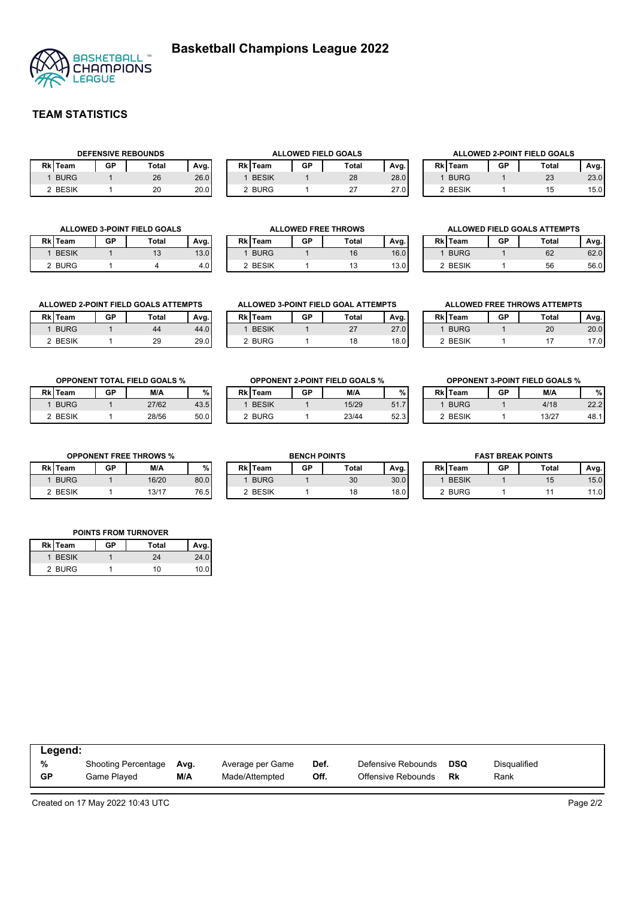# Basketball Champions League 2022

## TEAM STATISTICS

**DEFENSIVE REBOUNDS**

| Rk | Team | GP | Total | Avg. |
|---|---|---|---|---|
| 1 | BURG | 1 | 26 | 26.0 |
| 2 | BESIK | 1 | 20 | 20.0 |

**ALLOWED FIELD GOALS**

| Rk | Team | GP | Total | Avg. |
|---|---|---|---|---|
| 1 | BESIK | 1 | 28 | 28.0 |
| 2 | BURG | 1 | 27 | 27.0 |

**ALLOWED 2-POINT FIELD GOALS**

| Rk | Team | GP | Total | Avg. |
|---|---|---|---|---|
| 1 | BURG | 1 | 23 | 23.0 |
| 2 | BESIK | 1 | 15 | 15.0 |

**ALLOWED 3-POINT FIELD GOALS**

| Rk | Team | GP | Total | Avg. |
|---|---|---|---|---|
| 1 | BESIK | 1 | 13 | 13.0 |
| 2 | BURG | 1 | 4 | 4.0 |

**ALLOWED FREE THROWS**

| Rk | Team | GP | Total | Avg. |
|---|---|---|---|---|
| 1 | BURG | 1 | 16 | 16.0 |
| 2 | BESIK | 1 | 13 | 13.0 |

**ALLOWED FIELD GOALS ATTEMPTS**

| Rk | Team | GP | Total | Avg. |
|---|---|---|---|---|
| 1 | BURG | 1 | 62 | 62.0 |
| 2 | BESIK | 1 | 56 | 56.0 |

**ALLOWED 2-POINT FIELD GOALS ATTEMPTS**

| Rk | Team | GP | Total | Avg. |
|---|---|---|---|---|
| 1 | BURG | 1 | 44 | 44.0 |
| 2 | BESIK | 1 | 29 | 29.0 |

**ALLOWED 3-POINT FIELD GOAL ATTEMPTS**

| Rk | Team | GP | Total | Avg. |
|---|---|---|---|---|
| 1 | BESIK | 1 | 27 | 27.0 |
| 2 | BURG | 1 | 18 | 18.0 |

**ALLOWED FREE THROWS ATTEMPTS**

| Rk | Team | GP | Total | Avg. |
|---|---|---|---|---|
| 1 | BURG | 1 | 20 | 20.0 |
| 2 | BESIK | 1 | 17 | 17.0 |

**OPPONENT TOTAL FIELD GOALS %**

| Rk | Team | GP | M/A | % |
|---|---|---|---|---|
| 1 | BURG | 1 | 27/62 | 43.5 |
| 2 | BESIK | 1 | 28/56 | 50.0 |

**OPPONENT 2-POINT FIELD GOALS %**

| Rk | Team | GP | M/A | % |
|---|---|---|---|---|
| 1 | BESIK | 1 | 15/29 | 51.7 |
| 2 | BURG | 1 | 23/44 | 52.3 |

**OPPONENT 3-POINT FIELD GOALS %**

| Rk | Team | GP | M/A | % |
|---|---|---|---|---|
| 1 | BURG | 1 | 4/18 | 22.2 |
| 2 | BESIK | 1 | 13/27 | 48.1 |

**OPPONENT FREE THROWS %**

| Rk | Team | GP | M/A | % |
|---|---|---|---|---|
| 1 | BURG | 1 | 16/20 | 80.0 |
| 2 | BESIK | 1 | 13/17 | 76.5 |

**BENCH POINTS**

| Rk | Team | GP | Total | Avg. |
|---|---|---|---|---|
| 1 | BURG | 1 | 30 | 30.0 |
| 2 | BESIK | 1 | 18 | 18.0 |

**FAST BREAK POINTS**

| Rk | Team | GP | Total | Avg. |
|---|---|---|---|---|
| 1 | BESIK | 1 | 15 | 15.0 |
| 2 | BURG | 1 | 11 | 11.0 |

**POINTS FROM TURNOVER**

| Rk | Team | GP | Total | Avg. |
|---|---|---|---|---|
| 1 | BESIK | 1 | 24 | 24.0 |
| 2 | BURG | 1 | 10 | 10.0 |

**Legend:**

| | | | | | | | |
|---|---|---|---|---|---|---|---|
| % | Shooting Percentage | Avg. | Average per Game | Def. | Defensive Rebounds | DSQ | Disqualified |
| GP | Game Played | M/A | Made/Attempted | Off. | Offensive Rebounds | Rk | Rank |

Created on 17 May 2022 10:43 UTC